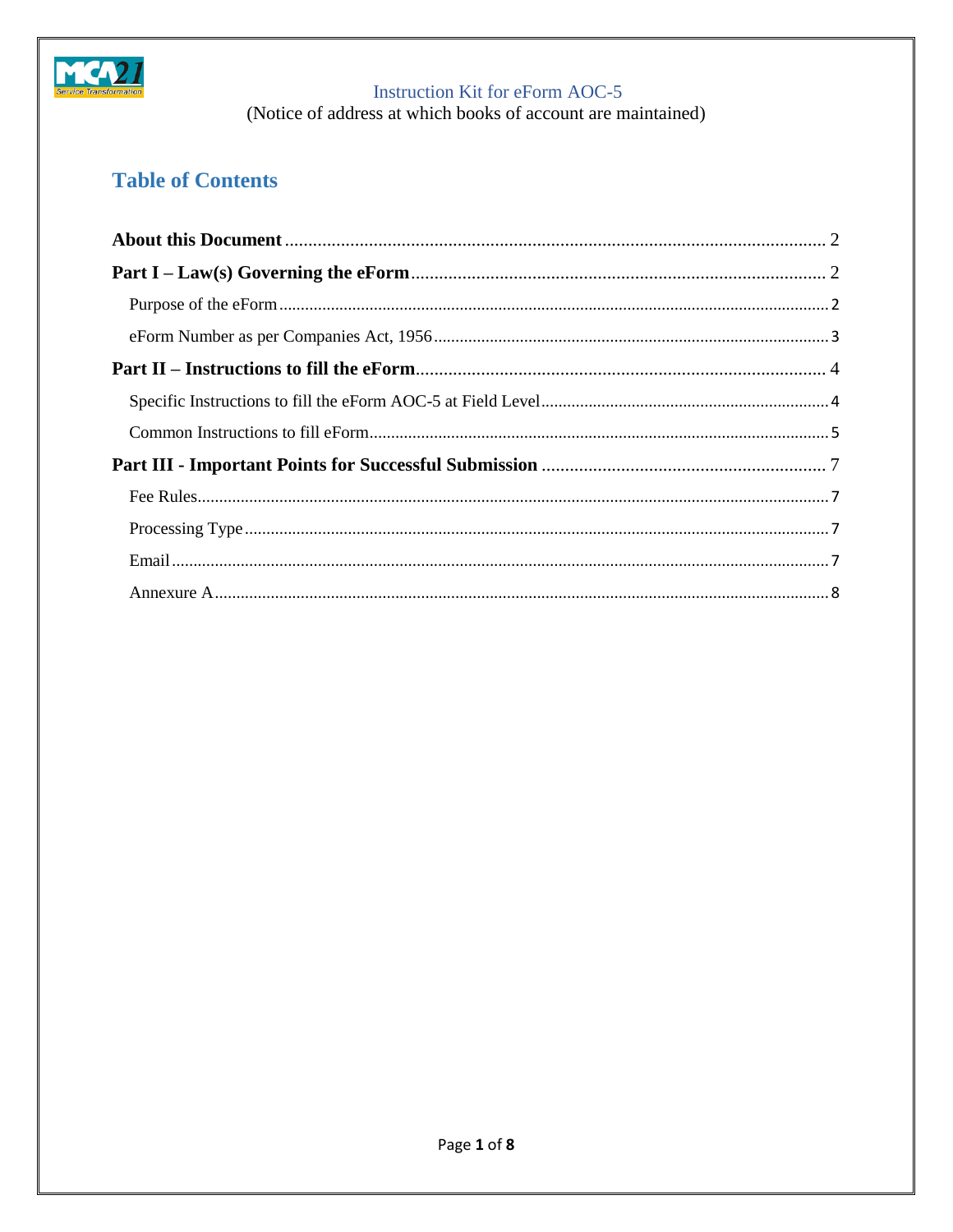Instruction Kit for eForm AOC-5

(Notice of address at which books of account are maintained)

# Table of Contents

**About this Document** ..... 2

**Part I – Law(s) Governing the eForm** ..... 2

- Purpose of the eForm ..... 2
- eForm Number as per Companies Act, 1956 ..... 3

**Part II – Instructions to fill the eForm** ..... 4

- Specific Instructions to fill the eForm AOC-5 at Field Level ..... 4
- Common Instructions to fill eForm ..... 5

**Part III - Important Points for Successful Submission** ..... 7

- Fee Rules ..... 7
- Processing Type ..... 7
- Email ..... 7
- Annexure A ..... 8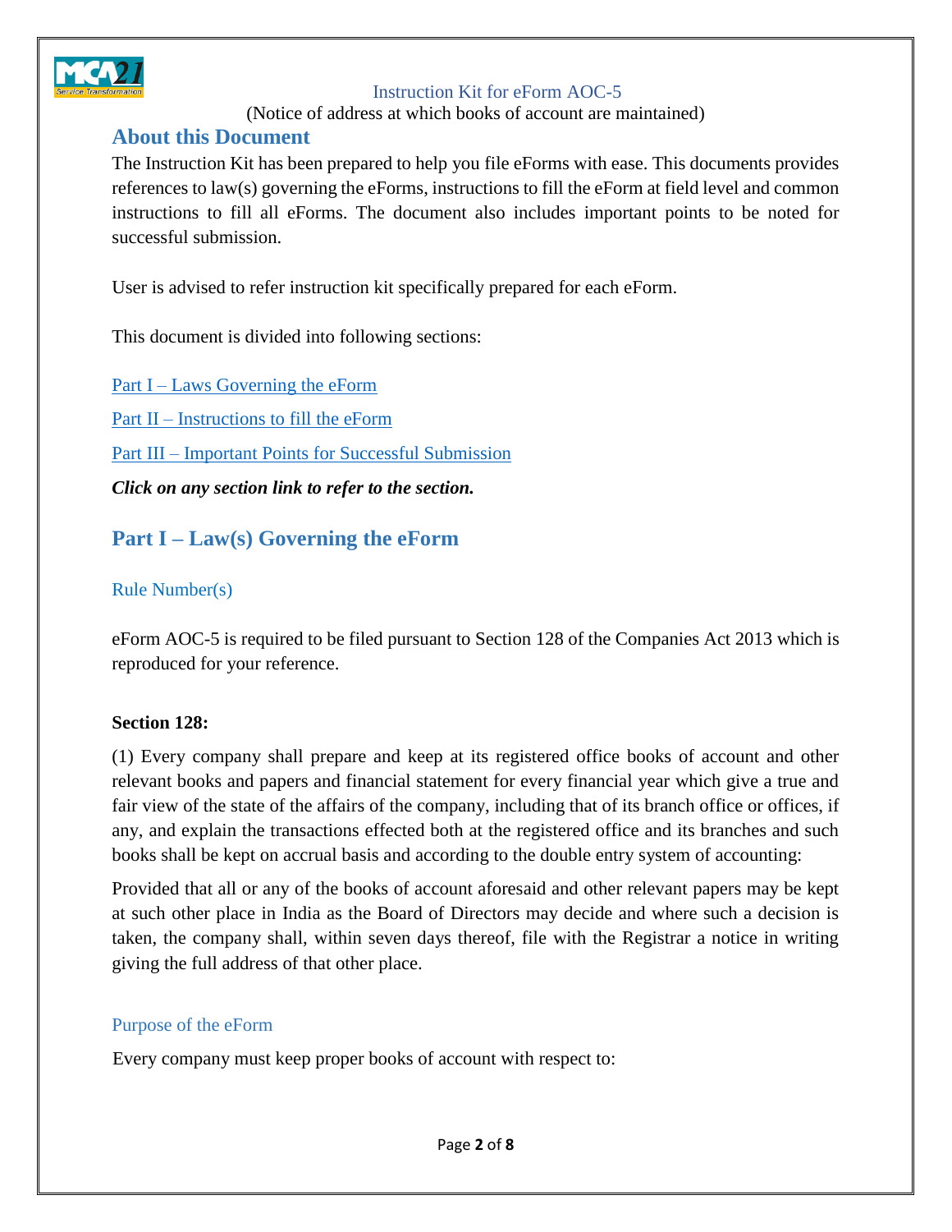Instruction Kit for eForm AOC-5

(Notice of address at which books of account are maintained)

## About this Document

The Instruction Kit has been prepared to help you file eForms with ease. This documents provides references to law(s) governing the eForms, instructions to fill the eForm at field level and common instructions to fill all eForms. The document also includes important points to be noted for successful submission.

User is advised to refer instruction kit specifically prepared for each eForm.

This document is divided into following sections:

Part I – Laws Governing the eForm

Part II – Instructions to fill the eForm

Part III – Important Points for Successful Submission

***Click on any section link to refer to the section.***

## Part I – Law(s) Governing the eForm

### Rule Number(s)

eForm AOC-5 is required to be filed pursuant to Section 128 of the Companies Act 2013 which is reproduced for your reference.

**Section 128:**

(1) Every company shall prepare and keep at its registered office books of account and other relevant books and papers and financial statement for every financial year which give a true and fair view of the state of the affairs of the company, including that of its branch office or offices, if any, and explain the transactions effected both at the registered office and its branches and such books shall be kept on accrual basis and according to the double entry system of accounting:

Provided that all or any of the books of account aforesaid and other relevant papers may be kept at such other place in India as the Board of Directors may decide and where such a decision is taken, the company shall, within seven days thereof, file with the Registrar a notice in writing giving the full address of that other place.

### Purpose of the eForm

Every company must keep proper books of account with respect to: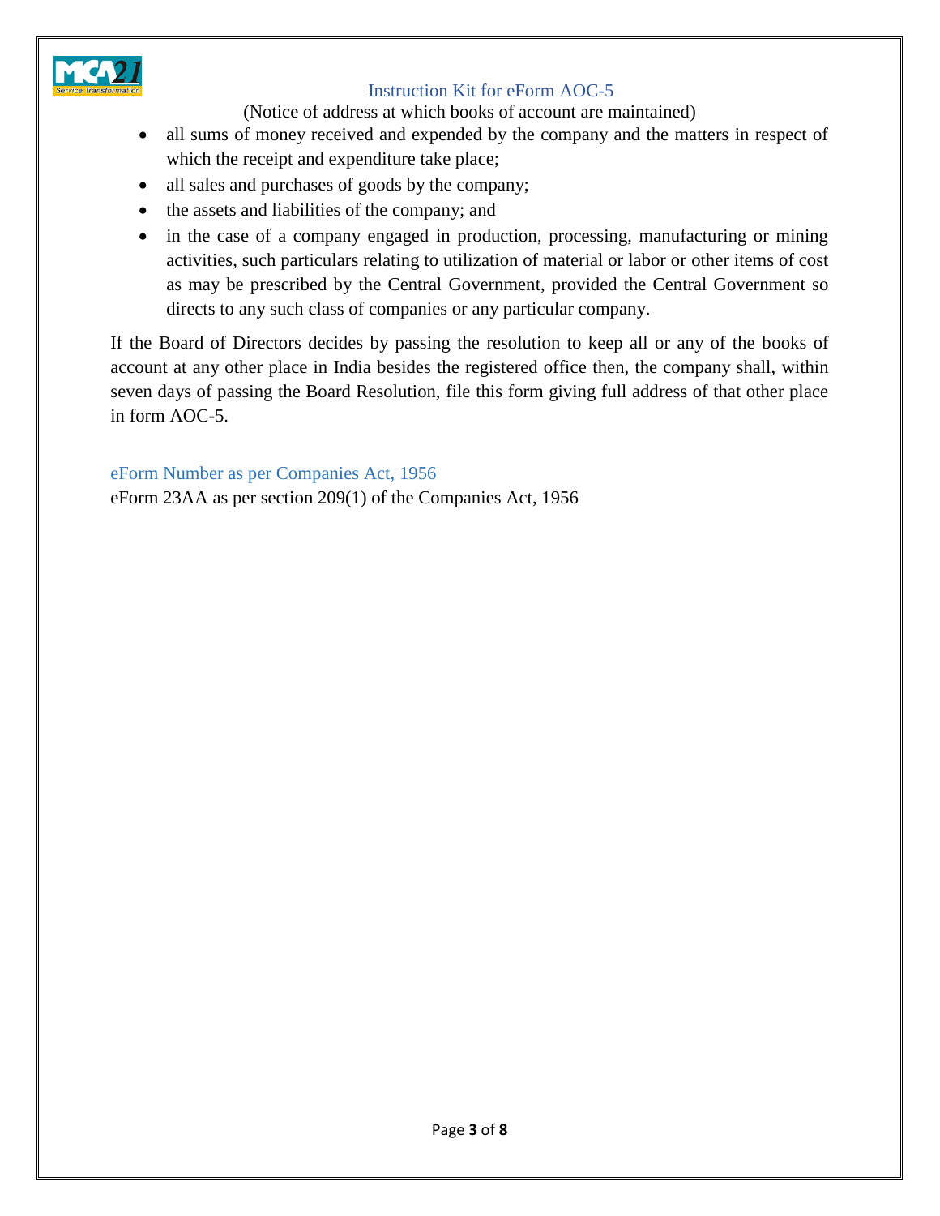- all sums of money received and expended by the company and the matters in respect of which the receipt and expenditure take place;
- all sales and purchases of goods by the company;
- the assets and liabilities of the company; and
- in the case of a company engaged in production, processing, manufacturing or mining activities, such particulars relating to utilization of material or labor or other items of cost as may be prescribed by the Central Government, provided the Central Government so directs to any such class of companies or any particular company.

If the Board of Directors decides by passing the resolution to keep all or any of the books of account at any other place in India besides the registered office then, the company shall, within seven days of passing the Board Resolution, file this form giving full address of that other place in form AOC-5.

## eForm Number as per Companies Act, 1956

eForm 23AA as per section 209(1) of the Companies Act, 1956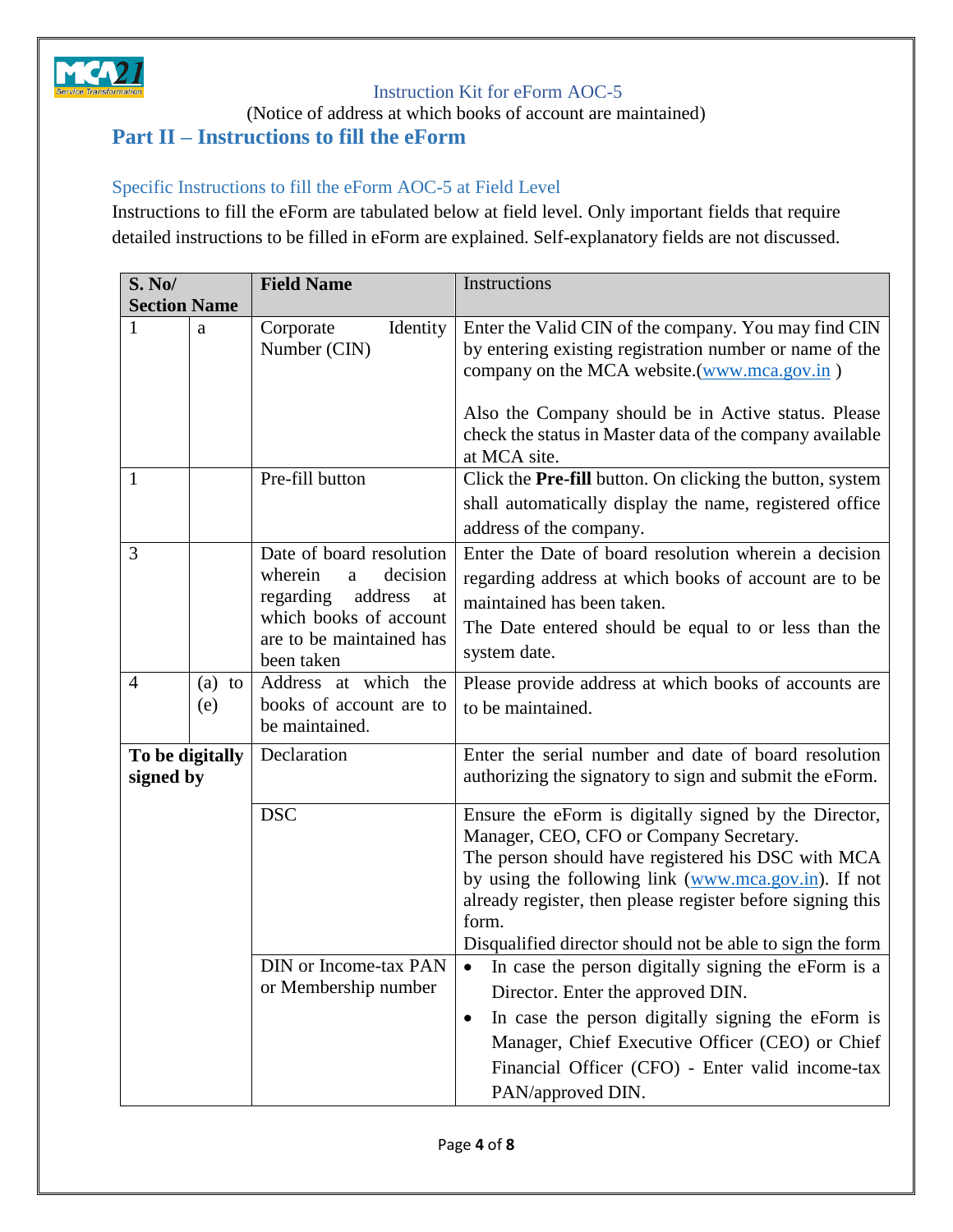Instruction Kit for eForm AOC-5

(Notice of address at which books of account are maintained)

## Part II – Instructions to fill the eForm

### Specific Instructions to fill the eForm AOC-5 at Field Level

Instructions to fill the eForm are tabulated below at field level. Only important fields that require detailed instructions to be filled in eForm are explained. Self-explanatory fields are not discussed.

| S. No/ Section Name | | Field Name | Instructions |
|---|---|---|---|
| 1 | a | Corporate Identity Number (CIN) | Enter the Valid CIN of the company. You may find CIN by entering existing registration number or name of the company on the MCA website.(www.mca.gov.in )<br><br>Also the Company should be in Active status. Please check the status in Master data of the company available at MCA site. |
| 1 | | Pre-fill button | Click the **Pre-fill** button. On clicking the button, system shall automatically display the name, registered office address of the company. |
| 3 | | Date of board resolution wherein a decision regarding address at which books of account are to be maintained has been taken | Enter the Date of board resolution wherein a decision regarding address at which books of account are to be maintained has been taken.<br>The Date entered should be equal to or less than the system date. |
| 4 | (a) to (e) | Address at which the books of account are to be maintained. | Please provide address at which books of accounts are to be maintained. |
| **To be digitally signed by** | | Declaration | Enter the serial number and date of board resolution authorizing the signatory to sign and submit the eForm. |
| | | DSC | Ensure the eForm is digitally signed by the Director, Manager, CEO, CFO or Company Secretary.<br>The person should have registered his DSC with MCA by using the following link (www.mca.gov.in). If not already register, then please register before signing this form.<br>Disqualified director should not be able to sign the form |
| | | DIN or Income-tax PAN or Membership number | • In case the person digitally signing the eForm is a Director. Enter the approved DIN.<br>• In case the person digitally signing the eForm is Manager, Chief Executive Officer (CEO) or Chief Financial Officer (CFO) - Enter valid income-tax PAN/approved DIN. |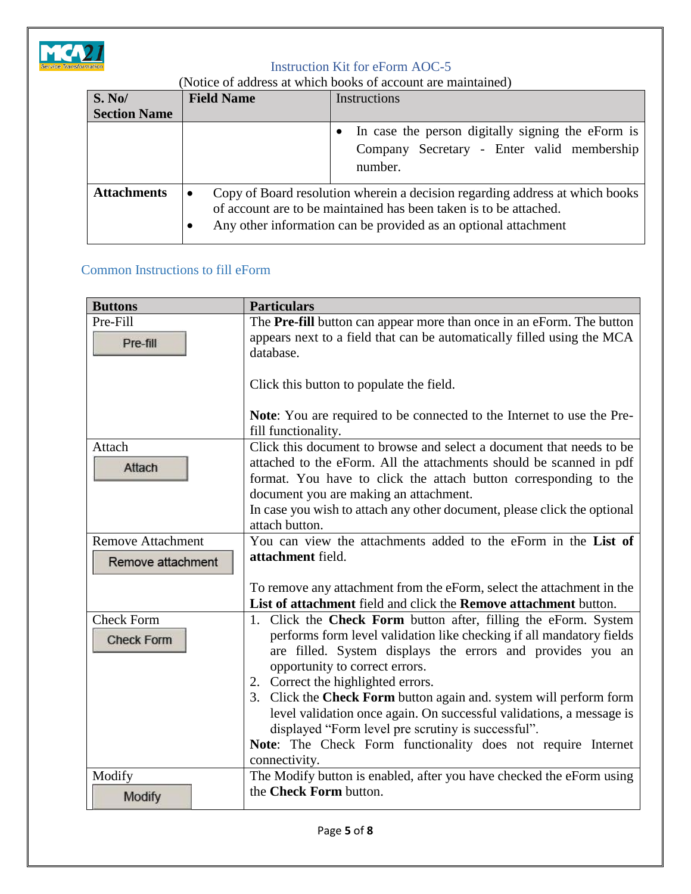| S. No/ Section Name | Field Name | Instructions |
|---|---|---|
| | | • In case the person digitally signing the eForm is Company Secretary - Enter valid membership number. |
| **Attachments** | • Copy of Board resolution wherein a decision regarding address at which books of account are to be maintained has been taken is to be attached.<br>• Any other information can be provided as an optional attachment | |

## Common Instructions to fill eForm

| Buttons | Particulars |
|---|---|
| Pre-Fill<br>Pre-fill | The **Pre-fill** button can appear more than once in an eForm. The button appears next to a field that can be automatically filled using the MCA database.<br><br>Click this button to populate the field.<br><br>**Note**: You are required to be connected to the Internet to use the Pre-fill functionality. |
| Attach<br>Attach | Click this document to browse and select a document that needs to be attached to the eForm. All the attachments should be scanned in pdf format. You have to click the attach button corresponding to the document you are making an attachment.<br>In case you wish to attach any other document, please click the optional attach button. |
| Remove Attachment<br>Remove attachment | You can view the attachments added to the eForm in the **List of attachment** field.<br><br>To remove any attachment from the eForm, select the attachment in the **List of attachment** field and click the **Remove attachment** button. |
| Check Form<br>Check Form | 1. Click the **Check Form** button after, filling the eForm. System performs form level validation like checking if all mandatory fields are filled. System displays the errors and provides you an opportunity to correct errors.<br>2. Correct the highlighted errors.<br>3. Click the **Check Form** button again and. system will perform form level validation once again. On successful validations, a message is displayed "Form level pre scrutiny is successful".<br>**Note**: The Check Form functionality does not require Internet connectivity. |
| Modify<br>Modify | The Modify button is enabled, after you have checked the eForm using the **Check Form** button. |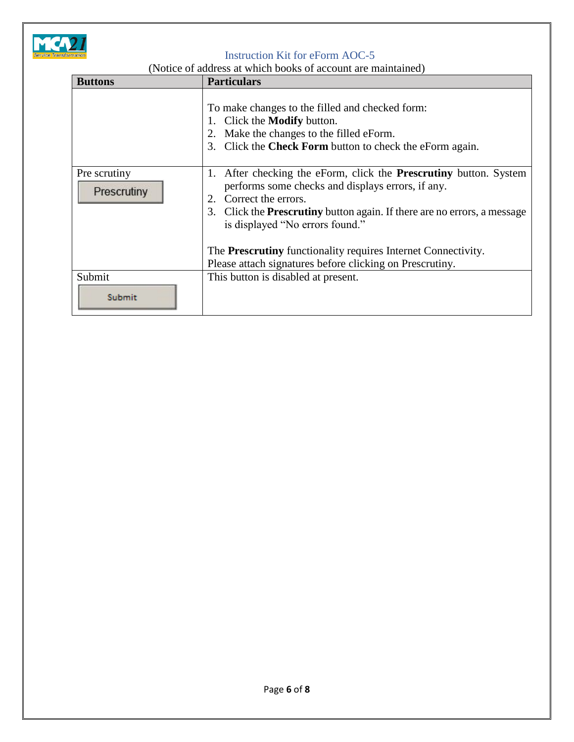| Buttons | Particulars |
|---|---|
| | To make changes to the filled and checked form:<br>1. Click the **Modify** button.<br>2. Make the changes to the filled eForm.<br>3. Click the **Check Form** button to check the eForm again. |
| Pre scrutiny<br>Prescrutiny | 1. After checking the eForm, click the **Prescrutiny** button. System performs some checks and displays errors, if any.<br>2. Correct the errors.<br>3. Click the **Prescrutiny** button again. If there are no errors, a message is displayed "No errors found."<br><br>The **Prescrutiny** functionality requires Internet Connectivity.<br>Please attach signatures before clicking on Prescrutiny. |
| Submit<br>Submit | This button is disabled at present. |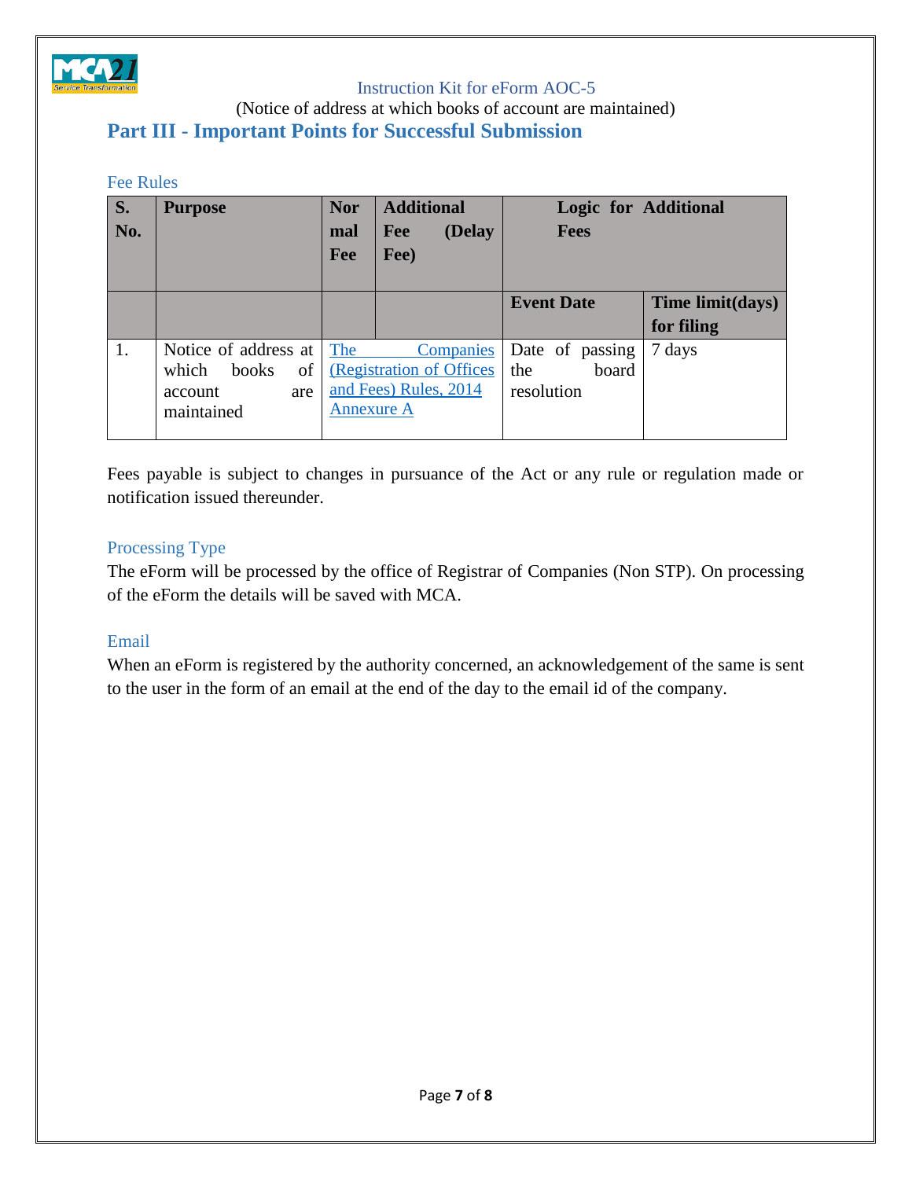## Part III - Important Points for Successful Submission

### Fee Rules

| S. No. | Purpose | Normal Fee | Additional Fee (Delay Fee) | Logic for Additional Fees | |
|---|---|---|---|---|---|
| | | | | Event Date | Time limit(days) for filing |
| 1. | Notice of address at which books of account are maintained | The Companies (Registration of Offices and Fees) Rules, 2014 Annexure A | | Date of passing the board resolution | 7 days |

Fees payable is subject to changes in pursuance of the Act or any rule or regulation made or notification issued thereunder.

### Processing Type

The eForm will be processed by the office of Registrar of Companies (Non STP). On processing of the eForm the details will be saved with MCA.

### Email

When an eForm is registered by the authority concerned, an acknowledgement of the same is sent to the user in the form of an email at the end of the day to the email id of the company.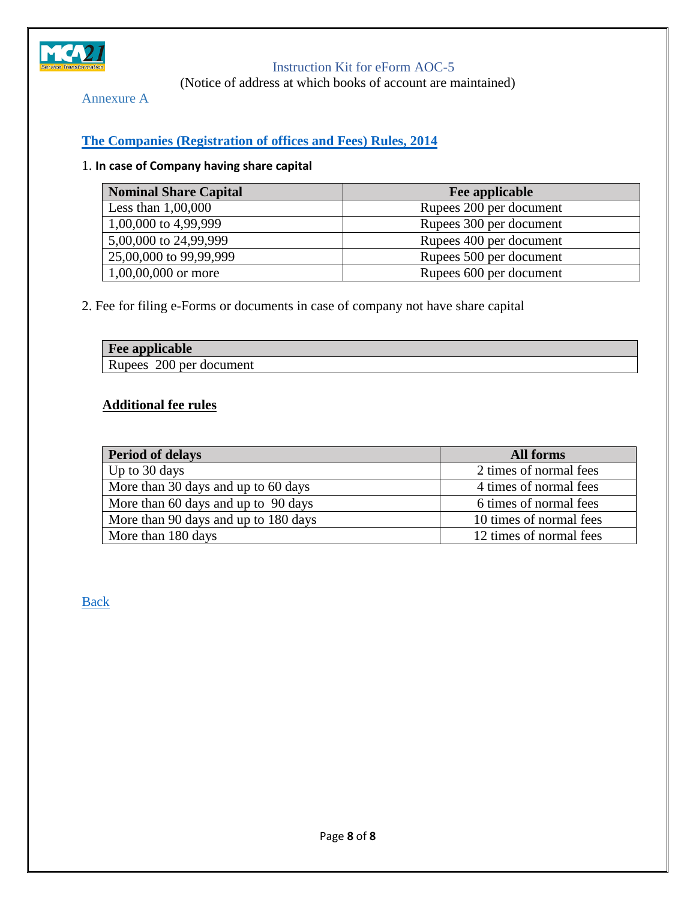Annexure A

## The Companies (Registration of offices and Fees) Rules, 2014

1. **In case of Company having share capital**

| Nominal Share Capital | Fee applicable |
|---|---|
| Less than 1,00,000 | Rupees 200 per document |
| 1,00,000 to 4,99,999 | Rupees 300 per document |
| 5,00,000 to 24,99,999 | Rupees 400 per document |
| 25,00,000 to 99,99,999 | Rupees 500 per document |
| 1,00,00,000 or more | Rupees 600 per document |

2. Fee for filing e-Forms or documents in case of company not have share capital

| Fee applicable |
|---|
| Rupees 200 per document |

**Additional fee rules**

| Period of delays | All forms |
|---|---|
| Up to 30 days | 2 times of normal fees |
| More than 30 days and up to 60 days | 4 times of normal fees |
| More than 60 days and up to 90 days | 6 times of normal fees |
| More than 90 days and up to 180 days | 10 times of normal fees |
| More than 180 days | 12 times of normal fees |

Back